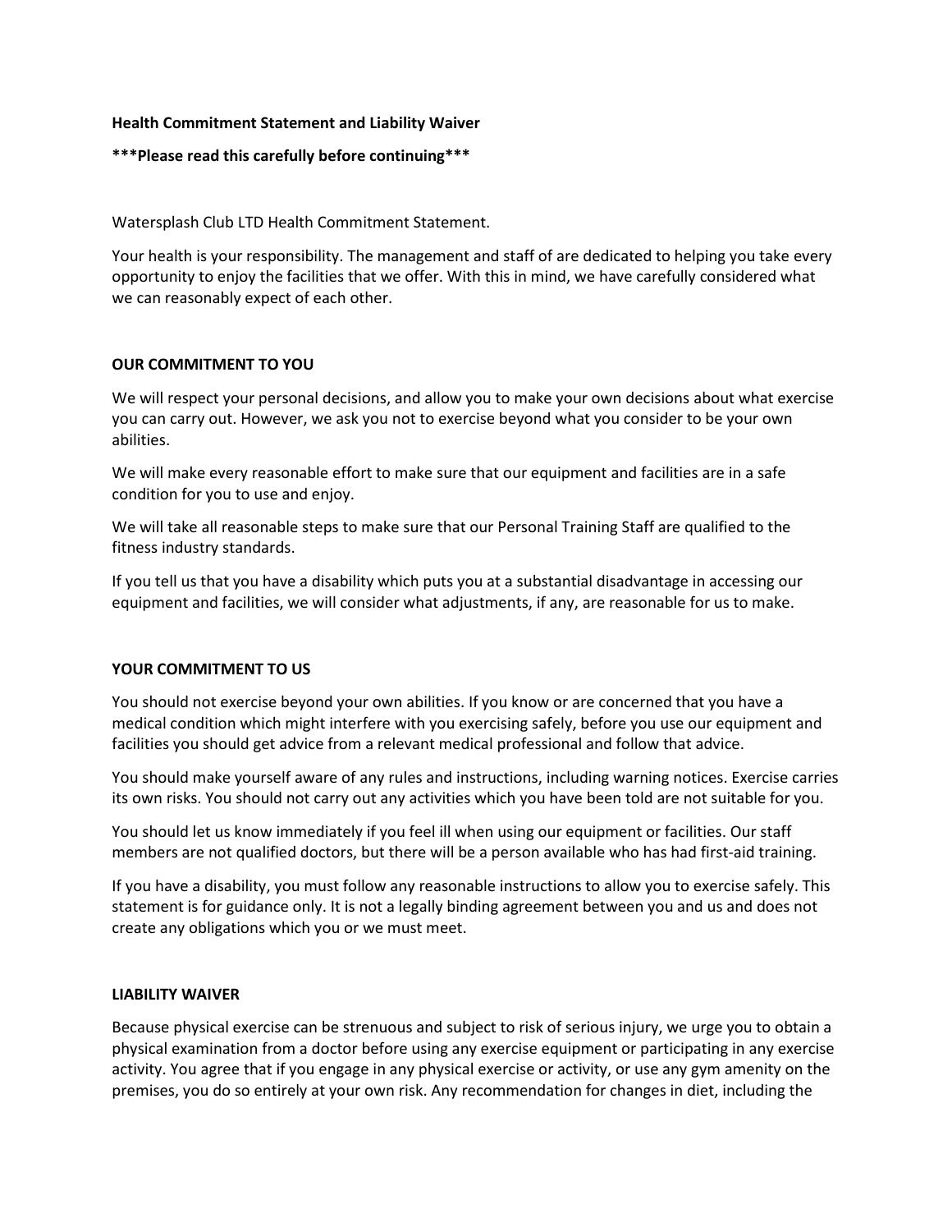**Health Commitment Statement and Liability Waiver**

*****Please read this carefully before continuing*****

Watersplash Club LTD Health Commitment Statement.

Your health is your responsibility. The management and staff of are dedicated to helping you take every opportunity to enjoy the facilities that we offer. With this in mind, we have carefully considered what we can reasonably expect of each other.

**OUR COMMITMENT TO YOU**

We will respect your personal decisions, and allow you to make your own decisions about what exercise you can carry out. However, we ask you not to exercise beyond what you consider to be your own abilities.

We will make every reasonable effort to make sure that our equipment and facilities are in a safe condition for you to use and enjoy.

We will take all reasonable steps to make sure that our Personal Training Staff are qualified to the fitness industry standards.

If you tell us that you have a disability which puts you at a substantial disadvantage in accessing our equipment and facilities, we will consider what adjustments, if any, are reasonable for us to make.

**YOUR COMMITMENT TO US**

You should not exercise beyond your own abilities. If you know or are concerned that you have a medical condition which might interfere with you exercising safely, before you use our equipment and facilities you should get advice from a relevant medical professional and follow that advice.

You should make yourself aware of any rules and instructions, including warning notices. Exercise carries its own risks. You should not carry out any activities which you have been told are not suitable for you.

You should let us know immediately if you feel ill when using our equipment or facilities. Our staff members are not qualified doctors, but there will be a person available who has had first-aid training.

If you have a disability, you must follow any reasonable instructions to allow you to exercise safely. This statement is for guidance only. It is not a legally binding agreement between you and us and does not create any obligations which you or we must meet.

**LIABILITY WAIVER**

Because physical exercise can be strenuous and subject to risk of serious injury, we urge you to obtain a physical examination from a doctor before using any exercise equipment or participating in any exercise activity. You agree that if you engage in any physical exercise or activity, or use any gym amenity on the premises, you do so entirely at your own risk. Any recommendation for changes in diet, including the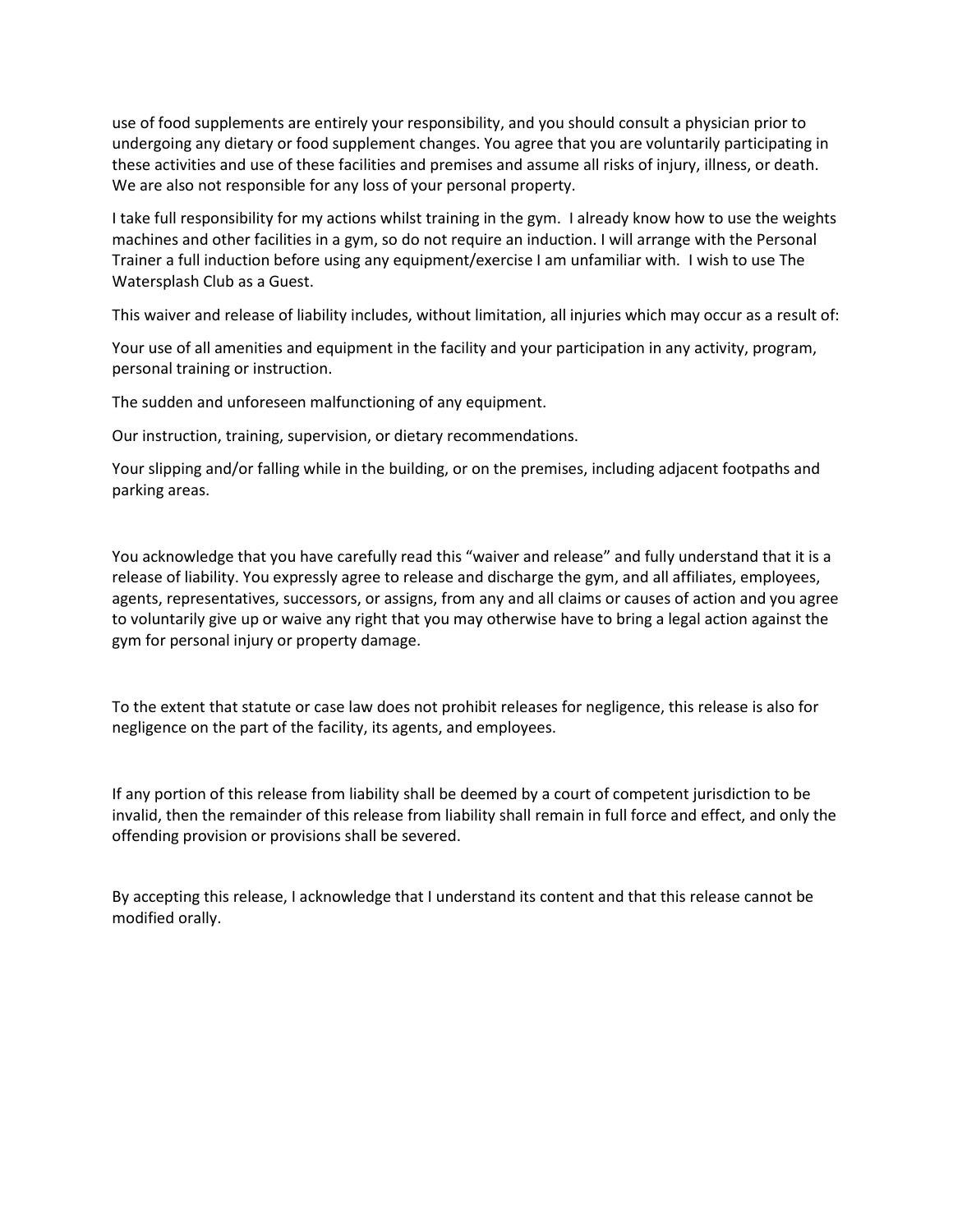use of food supplements are entirely your responsibility, and you should consult a physician prior to undergoing any dietary or food supplement changes. You agree that you are voluntarily participating in these activities and use of these facilities and premises and assume all risks of injury, illness, or death. We are also not responsible for any loss of your personal property.

I take full responsibility for my actions whilst training in the gym. I already know how to use the weights machines and other facilities in a gym, so do not require an induction. I will arrange with the Personal Trainer a full induction before using any equipment/exercise I am unfamiliar with. I wish to use The Watersplash Club as a Guest.

This waiver and release of liability includes, without limitation, all injuries which may occur as a result of:

Your use of all amenities and equipment in the facility and your participation in any activity, program, personal training or instruction.

The sudden and unforeseen malfunctioning of any equipment.

Our instruction, training, supervision, or dietary recommendations.

Your slipping and/or falling while in the building, or on the premises, including adjacent footpaths and parking areas.

You acknowledge that you have carefully read this "waiver and release" and fully understand that it is a release of liability. You expressly agree to release and discharge the gym, and all affiliates, employees, agents, representatives, successors, or assigns, from any and all claims or causes of action and you agree to voluntarily give up or waive any right that you may otherwise have to bring a legal action against the gym for personal injury or property damage.

To the extent that statute or case law does not prohibit releases for negligence, this release is also for negligence on the part of the facility, its agents, and employees.

If any portion of this release from liability shall be deemed by a court of competent jurisdiction to be invalid, then the remainder of this release from liability shall remain in full force and effect, and only the offending provision or provisions shall be severed.

By accepting this release, I acknowledge that I understand its content and that this release cannot be modified orally.